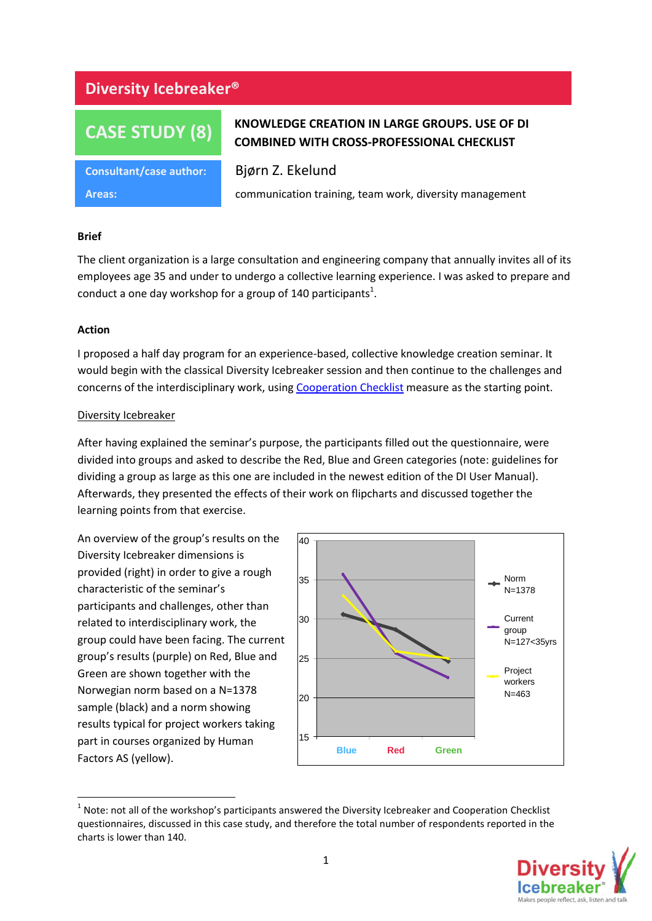# Diversity Icebreaker®

## CASE STUDY (8)

**KNOWLEDGE CREATION IN LARGE GROUPS. USE OF DI COMBINED WITH CROSS-PROFESSIONAL CHECKLIST**

**Consultant/case author:** Bjørn Z. Ekelund

**Areas:** communication training, team work, diversity management

### Brief

The client organization is a large consultation and engineering company that annually invites all of its employees age 35 and under to undergo a collective learning experience. I was asked to prepare and conduct a one day workshop for a group of 140 participants[1].

### Action

I proposed a half day program for an experience-based, collective knowledge creation seminar. It would begin with the classical Diversity Icebreaker session and then continue to the challenges and concerns of the interdisciplinary work, using Cooperation Checklist measure as the starting point.

Diversity Icebreaker

After having explained the seminar's purpose, the participants filled out the questionnaire, were divided into groups and asked to describe the Red, Blue and Green categories (note: guidelines for dividing a group as large as this one are included in the newest edition of the DI User Manual). Afterwards, they presented the effects of their work on flipcharts and discussed together the learning points from that exercise.

An overview of the group's results on the Diversity Icebreaker dimensions is provided (right) in order to give a rough characteristic of the seminar's participants and challenges, other than related to interdisciplinary work, the group could have been facing. The current group's results (purple) on Red, Blue and Green are shown together with the Norwegian norm based on a N=1378 sample (black) and a norm showing results typical for project workers taking part in courses organized by Human Factors AS (yellow).

[Chart: y-axis 15–40; x-axis Blue, Red, Green. Legend: Norm N=1378; Current group N=127<35yrs; Project workers N=463]

---

[1] Note: not all of the workshop's participants answered the Diversity Icebreaker and Cooperation Checklist questionnaires, discussed in this case study, and therefore the total number of respondents reported in the charts is lower than 140.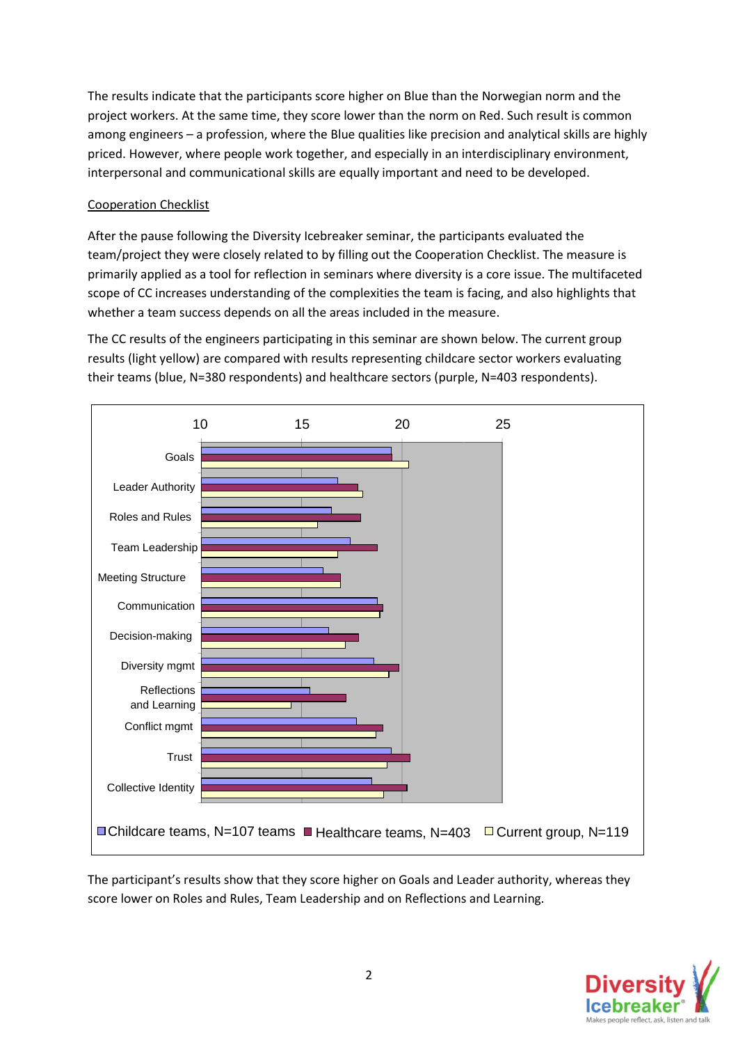The results indicate that the participants score higher on Blue than the Norwegian norm and the project workers. At the same time, they score lower than the norm on Red. Such result is common among engineers – a profession, where the Blue qualities like precision and analytical skills are highly priced. However, where people work together, and especially in an interdisciplinary environment, interpersonal and communicational skills are equally important and need to be developed.

Cooperation Checklist

After the pause following the Diversity Icebreaker seminar, the participants evaluated the team/project they were closely related to by filling out the Cooperation Checklist. The measure is primarily applied as a tool for reflection in seminars where diversity is a core issue. The multifaceted scope of CC increases understanding of the complexities the team is facing, and also highlights that whether a team success depends on all the areas included in the measure.

The CC results of the engineers participating in this seminar are shown below. The current group results (light yellow) are compared with results representing childcare sector workers evaluating their teams (blue, N=380 respondents) and healthcare sectors (purple, N=403 respondents).

Childcare teams, N=107 teams | Healthcare teams, N=403 | Current group, N=119

The participant's results show that they score higher on Goals and Leader authority, whereas they score lower on Roles and Rules, Team Leadership and on Reflections and Learning.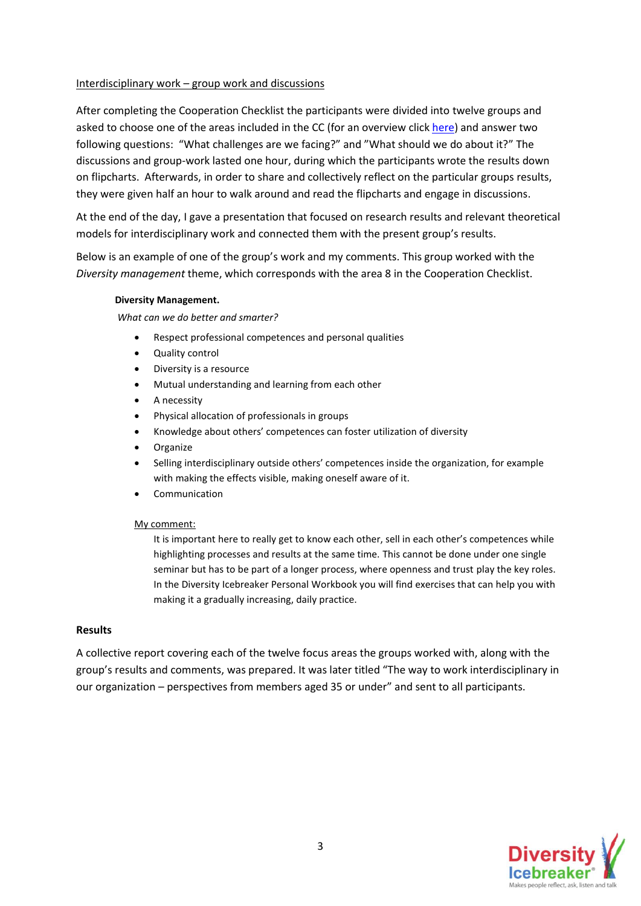Interdisciplinary work – group work and discussions

After completing the Cooperation Checklist the participants were divided into twelve groups and asked to choose one of the areas included in the CC (for an overview click here) and answer two following questions: "What challenges are we facing?" and "What should we do about it?" The discussions and group-work lasted one hour, during which the participants wrote the results down on flipcharts. Afterwards, in order to share and collectively reflect on the particular groups results, they were given half an hour to walk around and read the flipcharts and engage in discussions.

At the end of the day, I gave a presentation that focused on research results and relevant theoretical models for interdisciplinary work and connected them with the present group's results.

Below is an example of one of the group's work and my comments. This group worked with the *Diversity management* theme, which corresponds with the area 8 in the Cooperation Checklist.

**Diversity Management.**

*What can we do better and smarter?*

- Respect professional competences and personal qualities
- Quality control
- Diversity is a resource
- Mutual understanding and learning from each other
- A necessity
- Physical allocation of professionals in groups
- Knowledge about others' competences can foster utilization of diversity
- Organize
- Selling interdisciplinary outside others' competences inside the organization, for example with making the effects visible, making oneself aware of it.
- Communication

My comment:

It is important here to really get to know each other, sell in each other's competences while highlighting processes and results at the same time. This cannot be done under one single seminar but has to be part of a longer process, where openness and trust play the key roles. In the Diversity Icebreaker Personal Workbook you will find exercises that can help you with making it a gradually increasing, daily practice.

**Results**

A collective report covering each of the twelve focus areas the groups worked with, along with the group's results and comments, was prepared. It was later titled "The way to work interdisciplinary in our organization – perspectives from members aged 35 or under" and sent to all participants.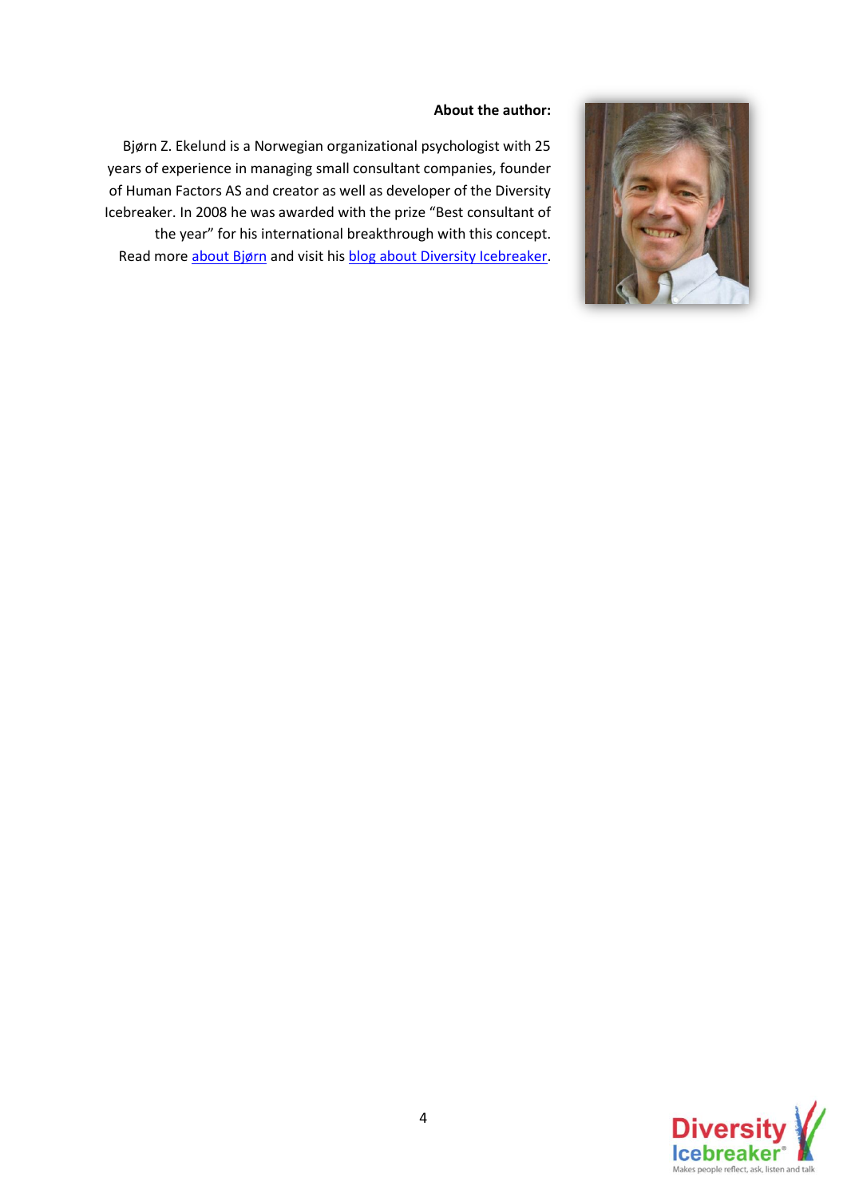**About the author:**

Bjørn Z. Ekelund is a Norwegian organizational psychologist with 25 years of experience in managing small consultant companies, founder of Human Factors AS and creator as well as developer of the Diversity Icebreaker. In 2008 he was awarded with the prize "Best consultant of the year" for his international breakthrough with this concept. Read more about Bjørn and visit his blog about Diversity Icebreaker.